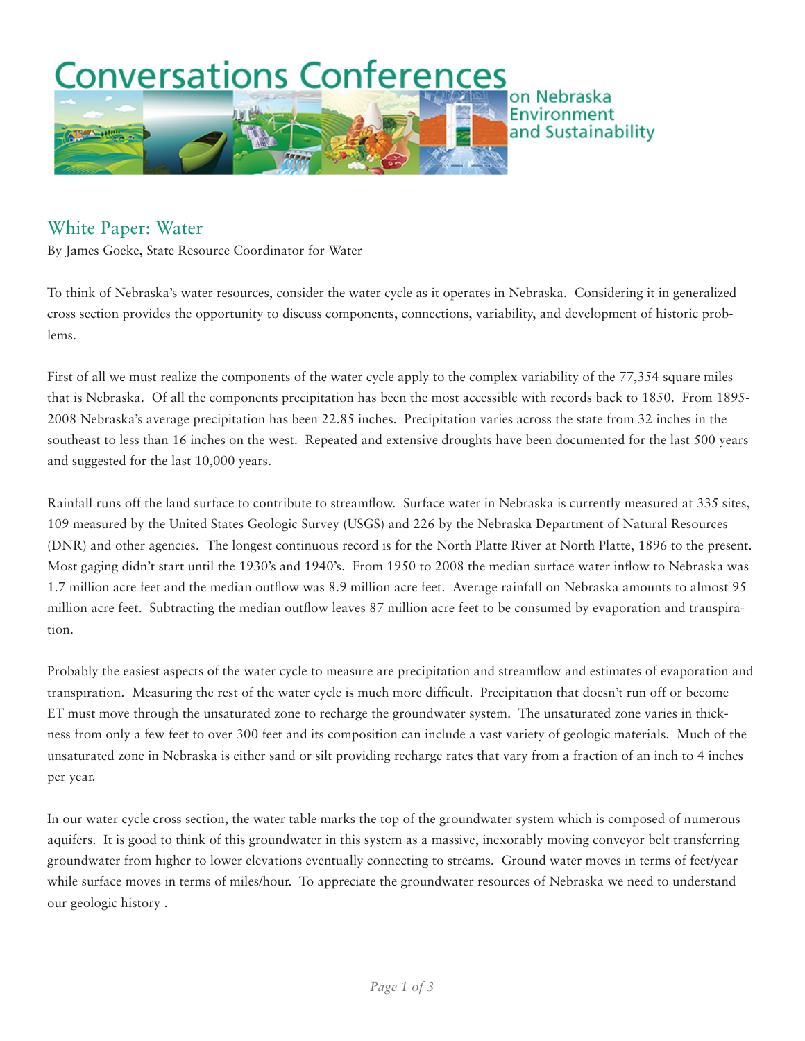# Conversations Conferences on Nebraska Environment and Sustainability

## White Paper: Water

By James Goeke, State Resource Coordinator for Water

To think of Nebraska's water resources, consider the water cycle as it operates in Nebraska. Considering it in generalized cross section provides the opportunity to discuss components, connections, variability, and development of historic problems.

First of all we must realize the components of the water cycle apply to the complex variability of the 77,354 square miles that is Nebraska. Of all the components precipitation has been the most accessible with records back to 1850. From 1895-2008 Nebraska's average precipitation has been 22.85 inches. Precipitation varies across the state from 32 inches in the southeast to less than 16 inches on the west. Repeated and extensive droughts have been documented for the last 500 years and suggested for the last 10,000 years.

Rainfall runs off the land surface to contribute to streamflow. Surface water in Nebraska is currently measured at 335 sites, 109 measured by the United States Geologic Survey (USGS) and 226 by the Nebraska Department of Natural Resources (DNR) and other agencies. The longest continuous record is for the North Platte River at North Platte, 1896 to the present. Most gaging didn't start until the 1930's and 1940's. From 1950 to 2008 the median surface water inflow to Nebraska was 1.7 million acre feet and the median outflow was 8.9 million acre feet. Average rainfall on Nebraska amounts to almost 95 million acre feet. Subtracting the median outflow leaves 87 million acre feet to be consumed by evaporation and transpiration.

Probably the easiest aspects of the water cycle to measure are precipitation and streamflow and estimates of evaporation and transpiration. Measuring the rest of the water cycle is much more difficult. Precipitation that doesn't run off or become ET must move through the unsaturated zone to recharge the groundwater system. The unsaturated zone varies in thickness from only a few feet to over 300 feet and its composition can include a vast variety of geologic materials. Much of the unsaturated zone in Nebraska is either sand or silt providing recharge rates that vary from a fraction of an inch to 4 inches per year.

In our water cycle cross section, the water table marks the top of the groundwater system which is composed of numerous aquifers. It is good to think of this groundwater in this system as a massive, inexorably moving conveyor belt transferring groundwater from higher to lower elevations eventually connecting to streams. Ground water moves in terms of feet/year while surface moves in terms of miles/hour. To appreciate the groundwater resources of Nebraska we need to understand our geologic history .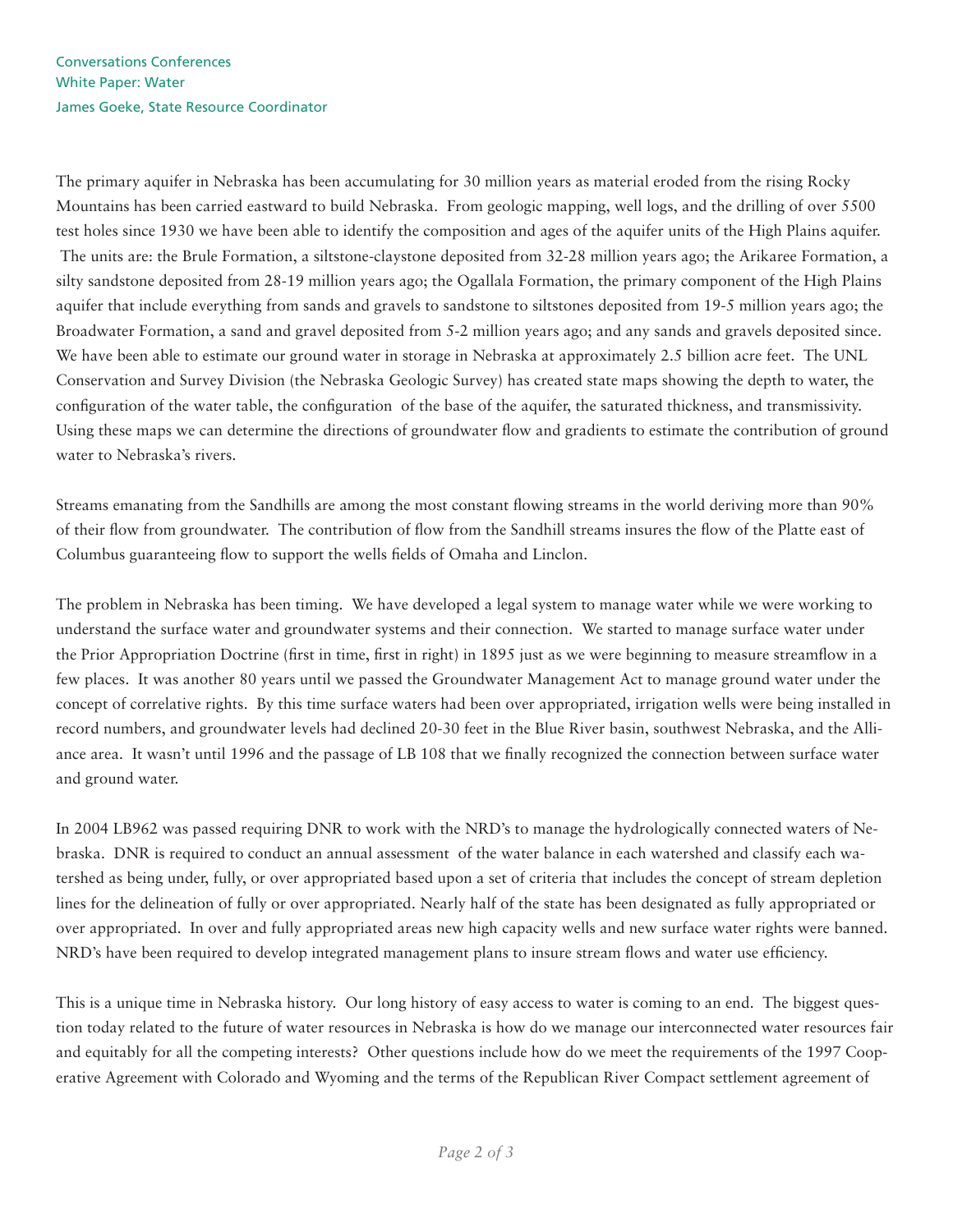Conversations Conferences
White Paper: Water
James Goeke, State Resource Coordinator

The primary aquifer in Nebraska has been accumulating for 30 million years as material eroded from the rising Rocky Mountains has been carried eastward to build Nebraska. From geologic mapping, well logs, and the drilling of over 5500 test holes since 1930 we have been able to identify the composition and ages of the aquifer units of the High Plains aquifer. The units are: the Brule Formation, a siltstone-claystone deposited from 32-28 million years ago; the Arikaree Formation, a silty sandstone deposited from 28-19 million years ago; the Ogallala Formation, the primary component of the High Plains aquifer that include everything from sands and gravels to sandstone to siltstones deposited from 19-5 million years ago; the Broadwater Formation, a sand and gravel deposited from 5-2 million years ago; and any sands and gravels deposited since. We have been able to estimate our ground water in storage in Nebraska at approximately 2.5 billion acre feet. The UNL Conservation and Survey Division (the Nebraska Geologic Survey) has created state maps showing the depth to water, the configuration of the water table, the configuration of the base of the aquifer, the saturated thickness, and transmissivity. Using these maps we can determine the directions of groundwater flow and gradients to estimate the contribution of ground water to Nebraska's rivers.

Streams emanating from the Sandhills are among the most constant flowing streams in the world deriving more than 90% of their flow from groundwater. The contribution of flow from the Sandhill streams insures the flow of the Platte east of Columbus guaranteeing flow to support the wells fields of Omaha and Linclon.

The problem in Nebraska has been timing. We have developed a legal system to manage water while we were working to understand the surface water and groundwater systems and their connection. We started to manage surface water under the Prior Appropriation Doctrine (first in time, first in right) in 1895 just as we were beginning to measure streamflow in a few places. It was another 80 years until we passed the Groundwater Management Act to manage ground water under the concept of correlative rights. By this time surface waters had been over appropriated, irrigation wells were being installed in record numbers, and groundwater levels had declined 20-30 feet in the Blue River basin, southwest Nebraska, and the Alliance area. It wasn't until 1996 and the passage of LB 108 that we finally recognized the connection between surface water and ground water.

In 2004 LB962 was passed requiring DNR to work with the NRD's to manage the hydrologically connected waters of Nebraska. DNR is required to conduct an annual assessment of the water balance in each watershed and classify each watershed as being under, fully, or over appropriated based upon a set of criteria that includes the concept of stream depletion lines for the delineation of fully or over appropriated. Nearly half of the state has been designated as fully appropriated or over appropriated. In over and fully appropriated areas new high capacity wells and new surface water rights were banned. NRD's have been required to develop integrated management plans to insure stream flows and water use efficiency.

This is a unique time in Nebraska history. Our long history of easy access to water is coming to an end. The biggest question today related to the future of water resources in Nebraska is how do we manage our interconnected water resources fair and equitably for all the competing interests? Other questions include how do we meet the requirements of the 1997 Cooperative Agreement with Colorado and Wyoming and the terms of the Republican River Compact settlement agreement of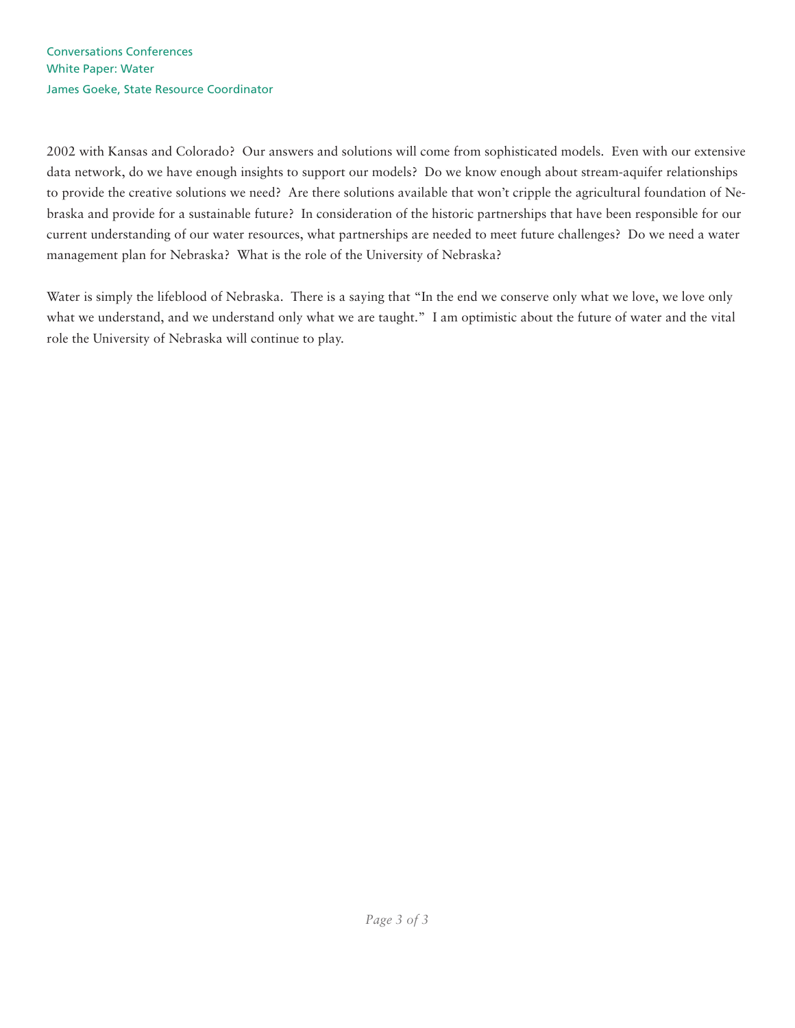2002 with Kansas and Colorado? Our answers and solutions will come from sophisticated models. Even with our extensive data network, do we have enough insights to support our models? Do we know enough about stream-aquifer relationships to provide the creative solutions we need? Are there solutions available that won't cripple the agricultural foundation of Nebraska and provide for a sustainable future? In consideration of the historic partnerships that have been responsible for our current understanding of our water resources, what partnerships are needed to meet future challenges? Do we need a water management plan for Nebraska? What is the role of the University of Nebraska?

Water is simply the lifeblood of Nebraska. There is a saying that "In the end we conserve only what we love, we love only what we understand, and we understand only what we are taught." I am optimistic about the future of water and the vital role the University of Nebraska will continue to play.